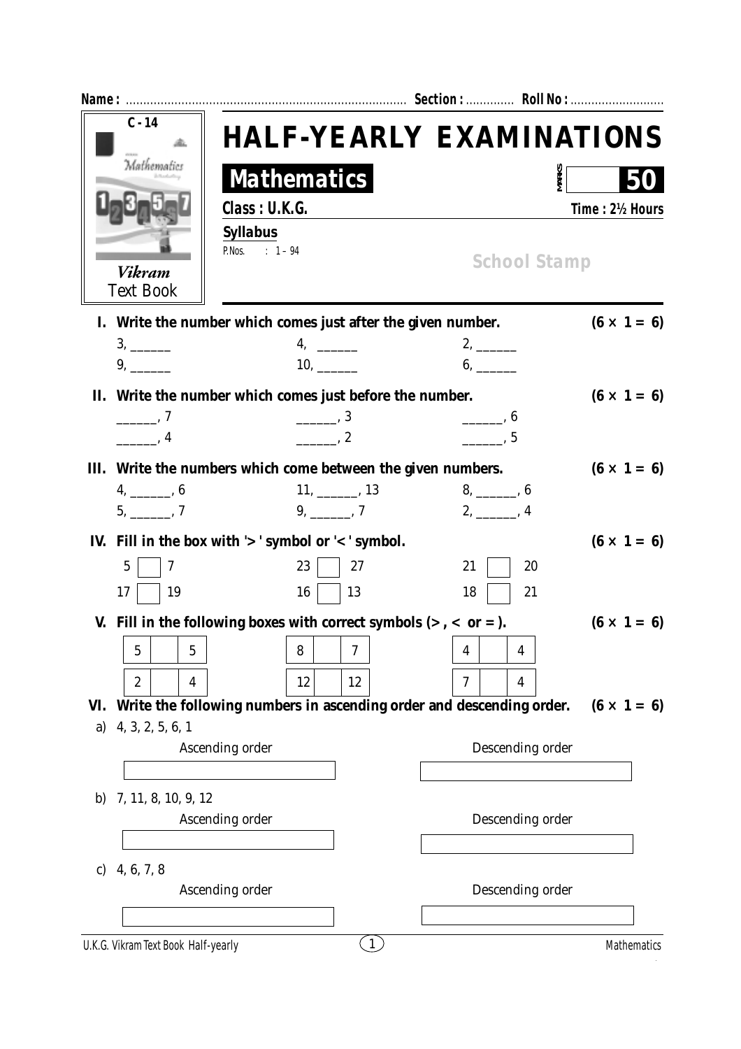Name : ................................................................................ Section : ............. Roll No : ..........................

C - 14

Mathematics

*Vikram*
Text Book

# HALF-YEARLY EXAMINATIONS

## Mathematics

MARKS 50

**Class : U.K.G.** **Time : 2½ Hours**

**Syllabus**

P.Nos. : 1 – 94

School Stamp

**I. Write the number which comes just after the given number.** **(6 × 1 = 6)**

3, ______ 4, ______ 2, ______

9, ______ 10, ______ 6, ______

**II. Write the number which comes just before the number.** **(6 × 1 = 6)**

______, 7 ______, 3 ______, 6

______, 4 ______, 2 ______, 5

**III. Write the numbers which come between the given numbers.** **(6 × 1 = 6)**

4, ______, 6 11, ______, 13 8, ______, 6

5, ______, 7 9, ______, 7 2, ______, 4

**IV. Fill in the box with '>' symbol or '<' symbol.** **(6 × 1 = 6)**

5 ☐ 7 23 ☐ 27 21 ☐ 20

17 ☐ 19 16 ☐ 13 18 ☐ 21

**V. Fill in the following boxes with correct symbols (> , < or = ).** **(6 × 1 = 6)**

5 ☐ 5 8 ☐ 7 4 ☐ 4

2 ☐ 4 12 ☐ 12 7 ☐ 4

**VI. Write the following numbers in ascending order and descending order.** **(6 × 1 = 6)**

a) 4, 3, 2, 5, 6, 1

Ascending order ______________________ Descending order ______________________

b) 7, 11, 8, 10, 9, 12

Ascending order ______________________ Descending order ______________________

c) 4, 6, 7, 8

Ascending order ______________________ Descending order ______________________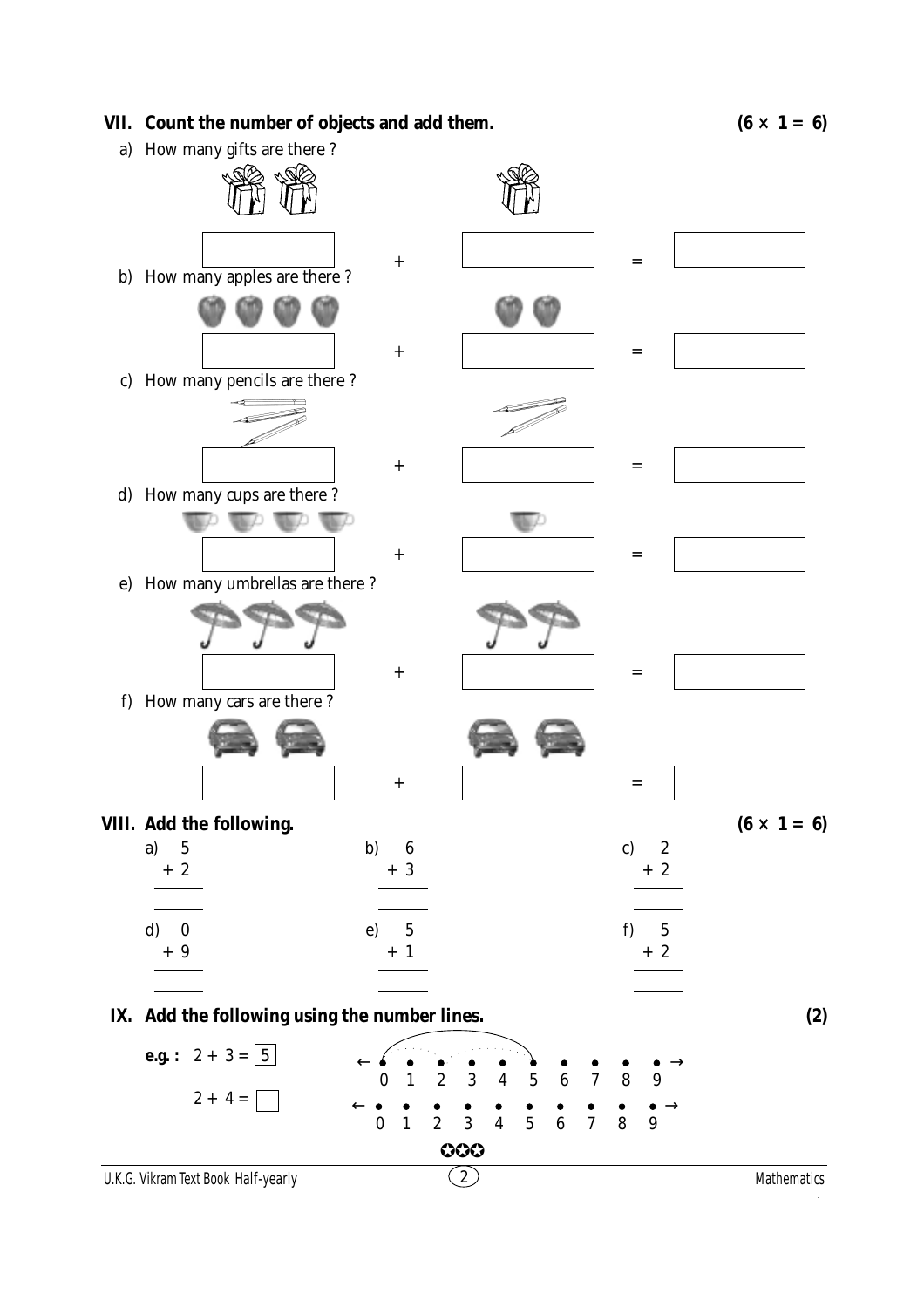## VII. Count the number of objects and add them. (6 × 1 = 6)

a) How many gifts are there ?

☐ + ☐ = ☐

b) How many apples are there ?

☐ + ☐ = ☐

c) How many pencils are there ?

☐ + ☐ = ☐

d) How many cups are there ?

☐ + ☐ = ☐

e) How many umbrellas are there ?

☐ + ☐ = ☐

f) How many cars are there ?

☐ + ☐ = ☐

## VIII. Add the following. (6 × 1 = 6)

a) $5 + 2 =$ ____

b) $6 + 3 =$ ____

c) $2 + 2 =$ ____

d) $0 + 9 =$ ____

e) $5 + 1 =$ ____

f) $5 + 2 =$ ____

## IX. Add the following using the number lines. (2)

**e.g. :** $2 + 3 =$ 5

0 1 2 3 4 5 6 7 8 9

$2 + 4 =$ ☐

0 1 2 3 4 5 6 7 8 9